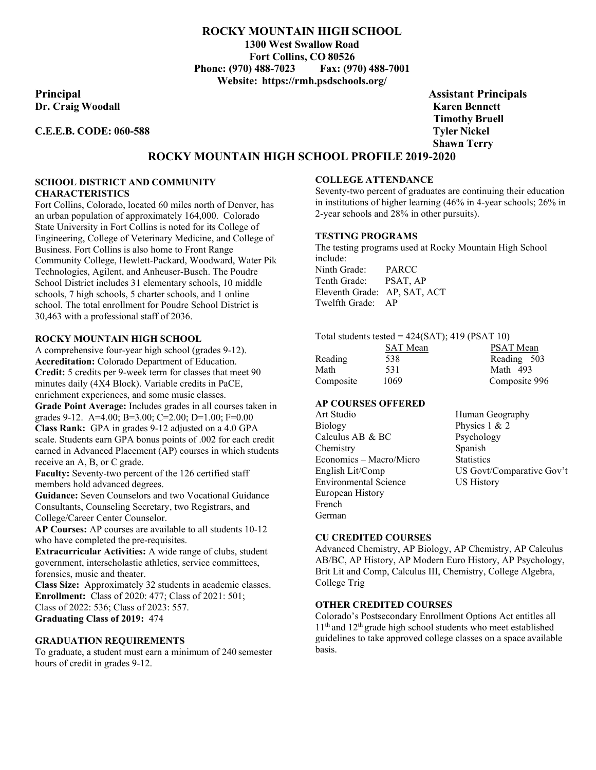# ROCKY MOUNTAIN HIGH SCHOOL

**1300 West Swallow Road**
**Fort Collins, CO 80526**
**Phone: (970) 488-7023 Fax: (970) 488-7001**
**Website: https://rmh.psdschools.org/**

**Principal**
**Dr. Craig Woodall**

**C.E.E.B. CODE: 060-588**

**Assistant Principals**
**Karen Bennett**
**Timothy Bruell**
**Tyler Nickel**
**Shawn Terry**

## ROCKY MOUNTAIN HIGH SCHOOL PROFILE 2019-2020

### SCHOOL DISTRICT AND COMMUNITY CHARACTERISTICS

Fort Collins, Colorado, located 60 miles north of Denver, has an urban population of approximately 164,000. Colorado State University in Fort Collins is noted for its College of Engineering, College of Veterinary Medicine, and College of Business. Fort Collins is also home to Front Range Community College, Hewlett-Packard, Woodward, Water Pik Technologies, Agilent, and Anheuser-Busch. The Poudre School District includes 31 elementary schools, 10 middle schools, 7 high schools, 5 charter schools, and 1 online school. The total enrollment for Poudre School District is 30,463 with a professional staff of 2036.

### ROCKY MOUNTAIN HIGH SCHOOL

A comprehensive four-year high school (grades 9-12).
**Accreditation:** Colorado Department of Education.
**Credit:** 5 credits per 9-week term for classes that meet 90 minutes daily (4X4 Block). Variable credits in PaCE, enrichment experiences, and some music classes.
**Grade Point Average:** Includes grades in all courses taken in grades 9-12. A=4.00; B=3.00; C=2.00; D=1.00; F=0.00
**Class Rank:** GPA in grades 9-12 adjusted on a 4.0 GPA scale. Students earn GPA bonus points of .002 for each credit earned in Advanced Placement (AP) courses in which students receive an A, B, or C grade.
**Faculty:** Seventy-two percent of the 126 certified staff members hold advanced degrees.
**Guidance:** Seven Counselors and two Vocational Guidance Consultants, Counseling Secretary, two Registrars, and College/Career Center Counselor.
**AP Courses:** AP courses are available to all students 10-12 who have completed the pre-requisites.
**Extracurricular Activities:** A wide range of clubs, student government, interscholastic athletics, service committees, forensics, music and theater.
**Class Size:** Approximately 32 students in academic classes.
**Enrollment:** Class of 2020: 477; Class of 2021: 501; Class of 2022: 536; Class of 2023: 557.
**Graduating Class of 2019:** 474

### GRADUATION REQUIREMENTS

To graduate, a student must earn a minimum of 240 semester hours of credit in grades 9-12.

### COLLEGE ATTENDANCE

Seventy-two percent of graduates are continuing their education in institutions of higher learning (46% in 4-year schools; 26% in 2-year schools and 28% in other pursuits).

### TESTING PROGRAMS

The testing programs used at Rocky Mountain High School include:

| | |
|---|---|
| Ninth Grade: | PARCC |
| Tenth Grade: | PSAT, AP |
| Eleventh Grade: | AP, SAT, ACT |
| Twelfth Grade: | AP |

Total students tested = 424(SAT); 419 (PSAT 10)

| | SAT Mean | PSAT Mean |
|---|---|---|
| Reading | 538 | Reading 503 |
| Math | 531 | Math 493 |
| Composite | 1069 | Composite 996 |

### AP COURSES OFFERED

- Art Studio
- Biology
- Calculus AB & BC
- Chemistry
- Economics – Macro/Micro
- English Lit/Comp
- Environmental Science
- European History
- French
- German
- Human Geography
- Physics 1 & 2
- Psychology
- Spanish
- Statistics
- US Govt/Comparative Gov't
- US History

### CU CREDITED COURSES

Advanced Chemistry, AP Biology, AP Chemistry, AP Calculus AB/BC, AP History, AP Modern Euro History, AP Psychology, Brit Lit and Comp, Calculus III, Chemistry, College Algebra, College Trig

### OTHER CREDITED COURSES

Colorado's Postsecondary Enrollment Options Act entitles all 11th and 12th grade high school students who meet established guidelines to take approved college classes on a space available basis.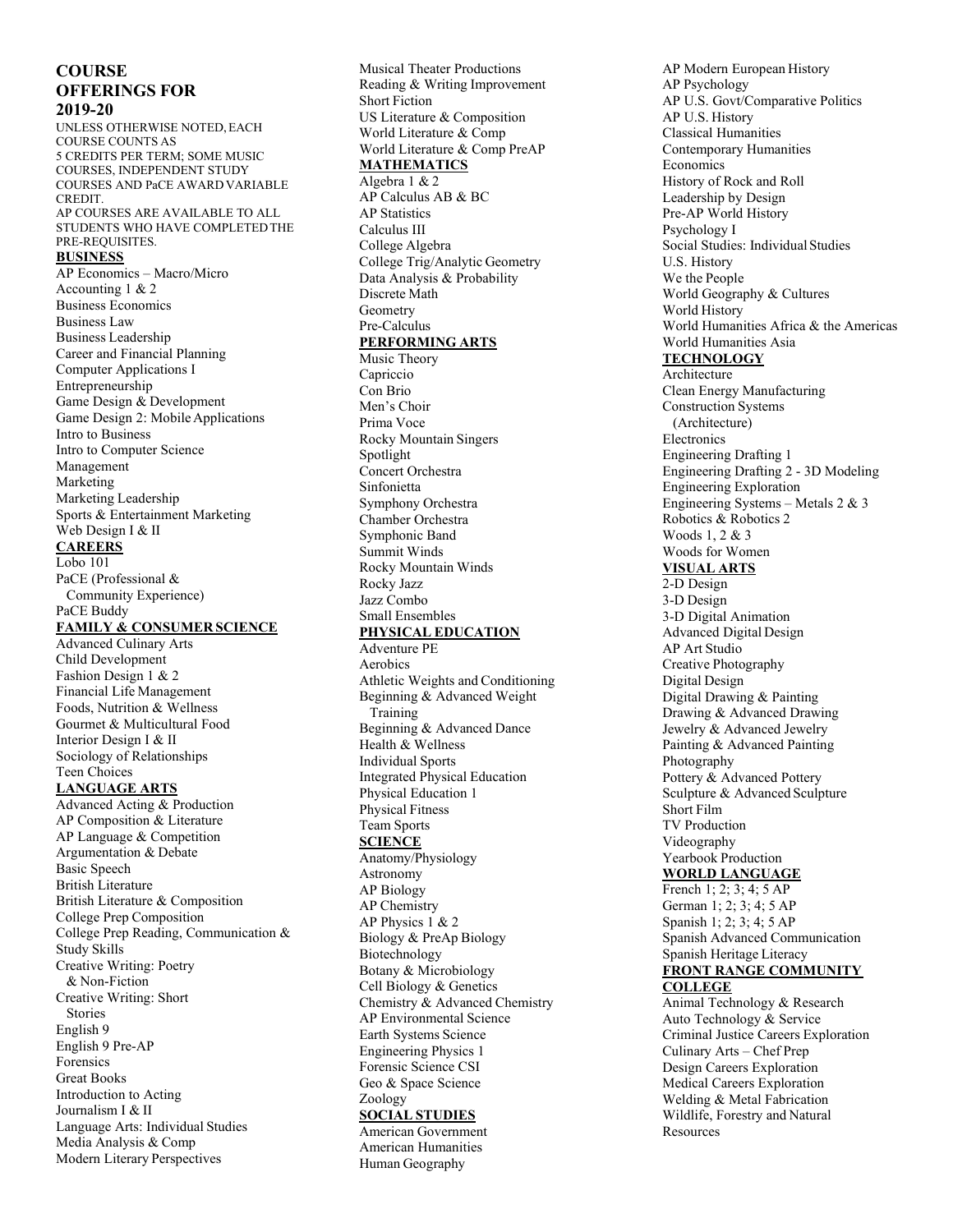# COURSE OFFERINGS FOR 2019-20

UNLESS OTHERWISE NOTED, EACH COURSE COUNTS AS 5 CREDITS PER TERM; SOME MUSIC COURSES, INDEPENDENT STUDY COURSES AND PaCE AWARD VARIABLE CREDIT.

AP COURSES ARE AVAILABLE TO ALL STUDENTS WHO HAVE COMPLETED THE PRE-REQUISITES.

**BUSINESS**

AP Economics – Macro/Micro
Accounting 1 & 2
Business Economics
Business Law
Business Leadership
Career and Financial Planning
Computer Applications I
Entrepreneurship
Game Design & Development
Game Design 2: Mobile Applications
Intro to Business
Intro to Computer Science
Management
Marketing
Marketing Leadership
Sports & Entertainment Marketing
Web Design I & II

**CAREERS**

Lobo 101
PaCE (Professional & Community Experience)
PaCE Buddy

**FAMILY & CONSUMER SCIENCE**

Advanced Culinary Arts
Child Development
Fashion Design 1 & 2
Financial Life Management
Foods, Nutrition & Wellness
Gourmet & Multicultural Food
Interior Design I & II
Sociology of Relationships
Teen Choices

**LANGUAGE ARTS**

Advanced Acting & Production
AP Composition & Literature
AP Language & Competition
Argumentation & Debate
Basic Speech
British Literature
British Literature & Composition
College Prep Composition
College Prep Reading, Communication & Study Skills
Creative Writing: Poetry & Non-Fiction
Creative Writing: Short Stories
English 9
English 9 Pre-AP
Forensics
Great Books
Introduction to Acting
Journalism I & II
Language Arts: Individual Studies
Media Analysis & Comp
Modern Literary Perspectives
Musical Theater Productions
Reading & Writing Improvement
Short Fiction
US Literature & Composition
World Literature & Comp
World Literature & Comp PreAP

**MATHEMATICS**

Algebra 1 & 2
AP Calculus AB & BC
AP Statistics
Calculus III
College Algebra
College Trig/Analytic Geometry
Data Analysis & Probability
Discrete Math
Geometry
Pre-Calculus

**PERFORMING ARTS**

Music Theory
Capriccio
Con Brio
Men's Choir
Prima Voce
Rocky Mountain Singers
Spotlight
Concert Orchestra
Sinfonietta
Symphony Orchestra
Chamber Orchestra
Symphonic Band
Summit Winds
Rocky Mountain Winds
Rocky Jazz
Jazz Combo
Small Ensembles

**PHYSICAL EDUCATION**

Adventure PE
Aerobics
Athletic Weights and Conditioning
Beginning & Advanced Weight Training
Beginning & Advanced Dance
Health & Wellness
Individual Sports
Integrated Physical Education
Physical Education 1
Physical Fitness
Team Sports

**SCIENCE**

Anatomy/Physiology
Astronomy
AP Biology
AP Chemistry
AP Physics 1 & 2
Biology & PreAp Biology
Biotechnology
Botany & Microbiology
Cell Biology & Genetics
Chemistry & Advanced Chemistry
AP Environmental Science
Earth Systems Science
Engineering Physics 1
Forensic Science CSI
Geo & Space Science
Zoology

**SOCIAL STUDIES**

American Government
American Humanities
Human Geography
AP Modern European History
AP Psychology
AP U.S. Govt/Comparative Politics
AP U.S. History
Classical Humanities
Contemporary Humanities
Economics
History of Rock and Roll
Leadership by Design
Pre-AP World History
Psychology I
Social Studies: Individual Studies
U.S. History
We the People
World Geography & Cultures
World History
World Humanities Africa & the Americas
World Humanities Asia

**TECHNOLOGY**

Architecture
Clean Energy Manufacturing
Construction Systems (Architecture)
Electronics
Engineering Drafting 1
Engineering Drafting 2 - 3D Modeling
Engineering Exploration
Engineering Systems – Metals 2 & 3
Robotics & Robotics 2
Woods 1, 2 & 3
Woods for Women

**VISUAL ARTS**

2-D Design
3-D Design
3-D Digital Animation
Advanced Digital Design
AP Art Studio
Creative Photography
Digital Design
Digital Drawing & Painting
Drawing & Advanced Drawing
Jewelry & Advanced Jewelry
Painting & Advanced Painting
Photography
Pottery & Advanced Pottery
Sculpture & Advanced Sculpture
Short Film
TV Production
Videography
Yearbook Production

**WORLD LANGUAGE**

French 1; 2; 3; 4; 5 AP
German 1; 2; 3; 4; 5 AP
Spanish 1; 2; 3; 4; 5 AP
Spanish Advanced Communication
Spanish Heritage Literacy

**FRONT RANGE COMMUNITY COLLEGE**

Animal Technology & Research
Auto Technology & Service
Criminal Justice Careers Exploration
Culinary Arts – Chef Prep
Design Careers Exploration
Medical Careers Exploration
Welding & Metal Fabrication
Wildlife, Forestry and Natural Resources